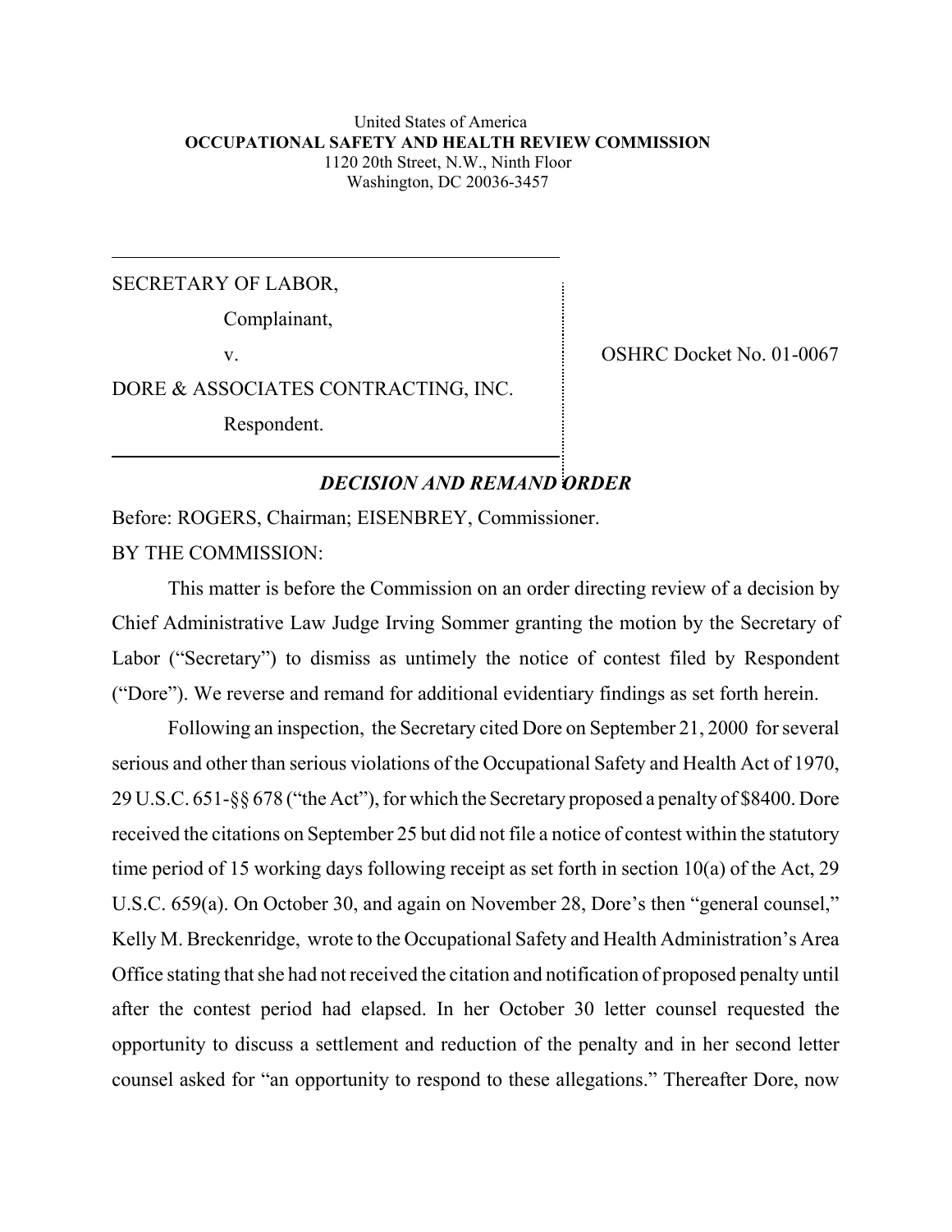United States of America
**OCCUPATIONAL SAFETY AND HEALTH REVIEW COMMISSION**
1120 20th Street, N.W., Ninth Floor
Washington, DC 20036-3457

SECRETARY OF LABOR,

Complainant,

v.

DORE & ASSOCIATES CONTRACTING, INC.

Respondent.

OSHRC Docket No. 01-0067

## *DECISION AND REMAND ORDER*

Before: ROGERS, Chairman; EISENBREY, Commissioner.

BY THE COMMISSION:

This matter is before the Commission on an order directing review of a decision by Chief Administrative Law Judge Irving Sommer granting the motion by the Secretary of Labor ("Secretary") to dismiss as untimely the notice of contest filed by Respondent ("Dore"). We reverse and remand for additional evidentiary findings as set forth herein.

Following an inspection, the Secretary cited Dore on September 21, 2000 for several serious and other than serious violations of the Occupational Safety and Health Act of 1970, 29 U.S.C. 651-§§ 678 ("the Act"), for which the Secretary proposed a penalty of $8400. Dore received the citations on September 25 but did not file a notice of contest within the statutory time period of 15 working days following receipt as set forth in section 10(a) of the Act, 29 U.S.C. 659(a). On October 30, and again on November 28, Dore's then "general counsel," Kelly M. Breckenridge, wrote to the Occupational Safety and Health Administration's Area Office stating that she had not received the citation and notification of proposed penalty until after the contest period had elapsed. In her October 30 letter counsel requested the opportunity to discuss a settlement and reduction of the penalty and in her second letter counsel asked for "an opportunity to respond to these allegations." Thereafter Dore, now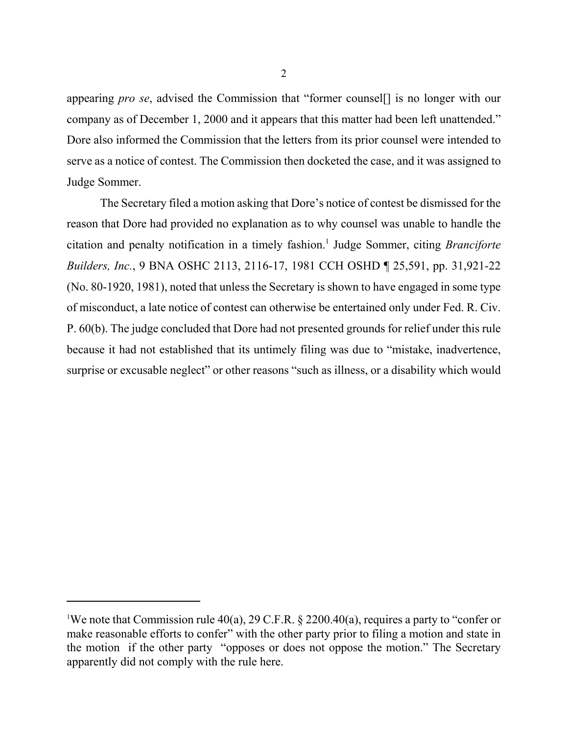appearing *pro se*, advised the Commission that "former counsel[] is no longer with our company as of December 1, 2000 and it appears that this matter had been left unattended." Dore also informed the Commission that the letters from its prior counsel were intended to serve as a notice of contest. The Commission then docketed the case, and it was assigned to Judge Sommer.

The Secretary filed a motion asking that Dore's notice of contest be dismissed for the reason that Dore had provided no explanation as to why counsel was unable to handle the citation and penalty notification in a timely fashion.[1] Judge Sommer, citing *Branciforte Builders, Inc.*, 9 BNA OSHC 2113, 2116-17, 1981 CCH OSHD ¶ 25,591, pp. 31,921-22 (No. 80-1920, 1981), noted that unless the Secretary is shown to have engaged in some type of misconduct, a late notice of contest can otherwise be entertained only under Fed. R. Civ. P. 60(b). The judge concluded that Dore had not presented grounds for relief under this rule because it had not established that its untimely filing was due to "mistake, inadvertence, surprise or excusable neglect" or other reasons "such as illness, or a disability which would

---

[1]We note that Commission rule 40(a), 29 C.F.R. § 2200.40(a), requires a party to "confer or make reasonable efforts to confer" with the other party prior to filing a motion and state in the motion if the other party "opposes or does not oppose the motion." The Secretary apparently did not comply with the rule here.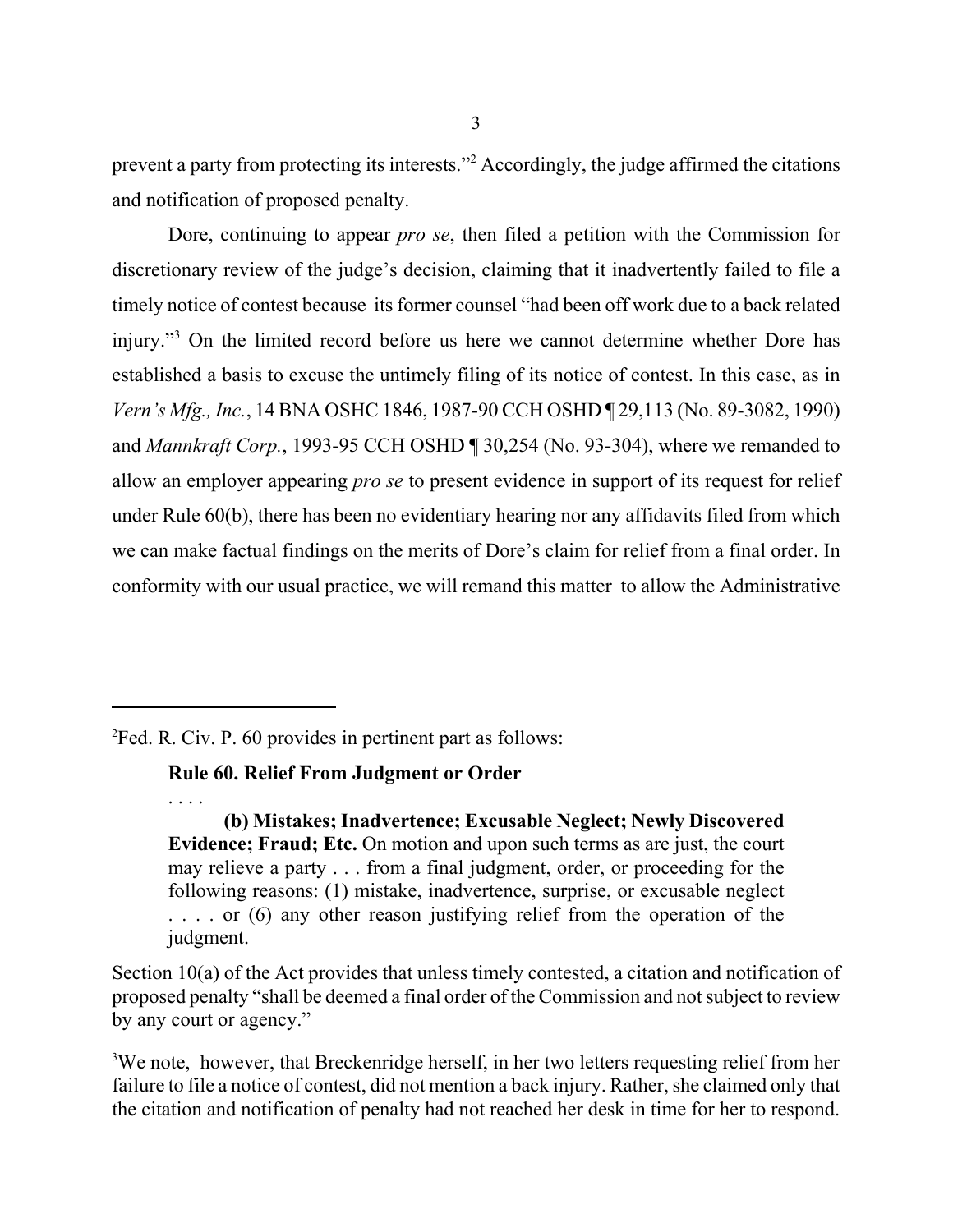prevent a party from protecting its interests."[2] Accordingly, the judge affirmed the citations and notification of proposed penalty.

Dore, continuing to appear *pro se*, then filed a petition with the Commission for discretionary review of the judge's decision, claiming that it inadvertently failed to file a timely notice of contest because its former counsel "had been off work due to a back related injury."[3] On the limited record before us here we cannot determine whether Dore has established a basis to excuse the untimely filing of its notice of contest. In this case, as in *Vern's Mfg., Inc.*, 14 BNA OSHC 1846, 1987-90 CCH OSHD ¶ 29,113 (No. 89-3082, 1990) and *Mannkraft Corp.*, 1993-95 CCH OSHD ¶ 30,254 (No. 93-304), where we remanded to allow an employer appearing *pro se* to present evidence in support of its request for relief under Rule 60(b), there has been no evidentiary hearing nor any affidavits filed from which we can make factual findings on the merits of Dore's claim for relief from a final order. In conformity with our usual practice, we will remand this matter to allow the Administrative

---

[2]Fed. R. Civ. P. 60 provides in pertinent part as follows:

> **Rule 60. Relief From Judgment or Order**
>
> . . . .
>
> **(b) Mistakes; Inadvertence; Excusable Neglect; Newly Discovered Evidence; Fraud; Etc.** On motion and upon such terms as are just, the court may relieve a party . . . from a final judgment, order, or proceeding for the following reasons: (1) mistake, inadvertence, surprise, or excusable neglect . . . . or (6) any other reason justifying relief from the operation of the judgment.

Section 10(a) of the Act provides that unless timely contested, a citation and notification of proposed penalty "shall be deemed a final order of the Commission and not subject to review by any court or agency."

[3]We note, however, that Breckenridge herself, in her two letters requesting relief from her failure to file a notice of contest, did not mention a back injury. Rather, she claimed only that the citation and notification of penalty had not reached her desk in time for her to respond.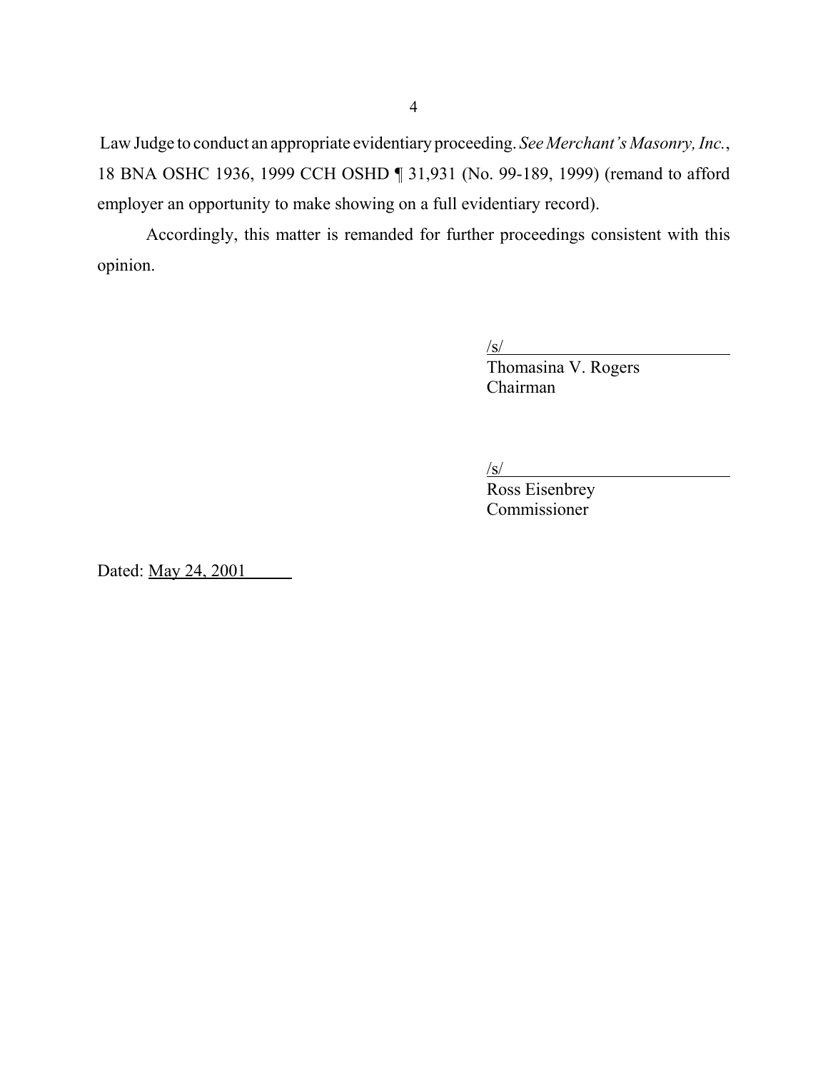Law Judge to conduct an appropriate evidentiary proceeding. *See Merchant's Masonry, Inc.*, 18 BNA OSHC 1936, 1999 CCH OSHD ¶ 31,931 (No. 99-189, 1999) (remand to afford employer an opportunity to make showing on a full evidentiary record).

Accordingly, this matter is remanded for further proceedings consistent with this opinion.

/s/
Thomasina V. Rogers
Chairman

/s/
Ross Eisenbrey
Commissioner

Dated: May 24, 2001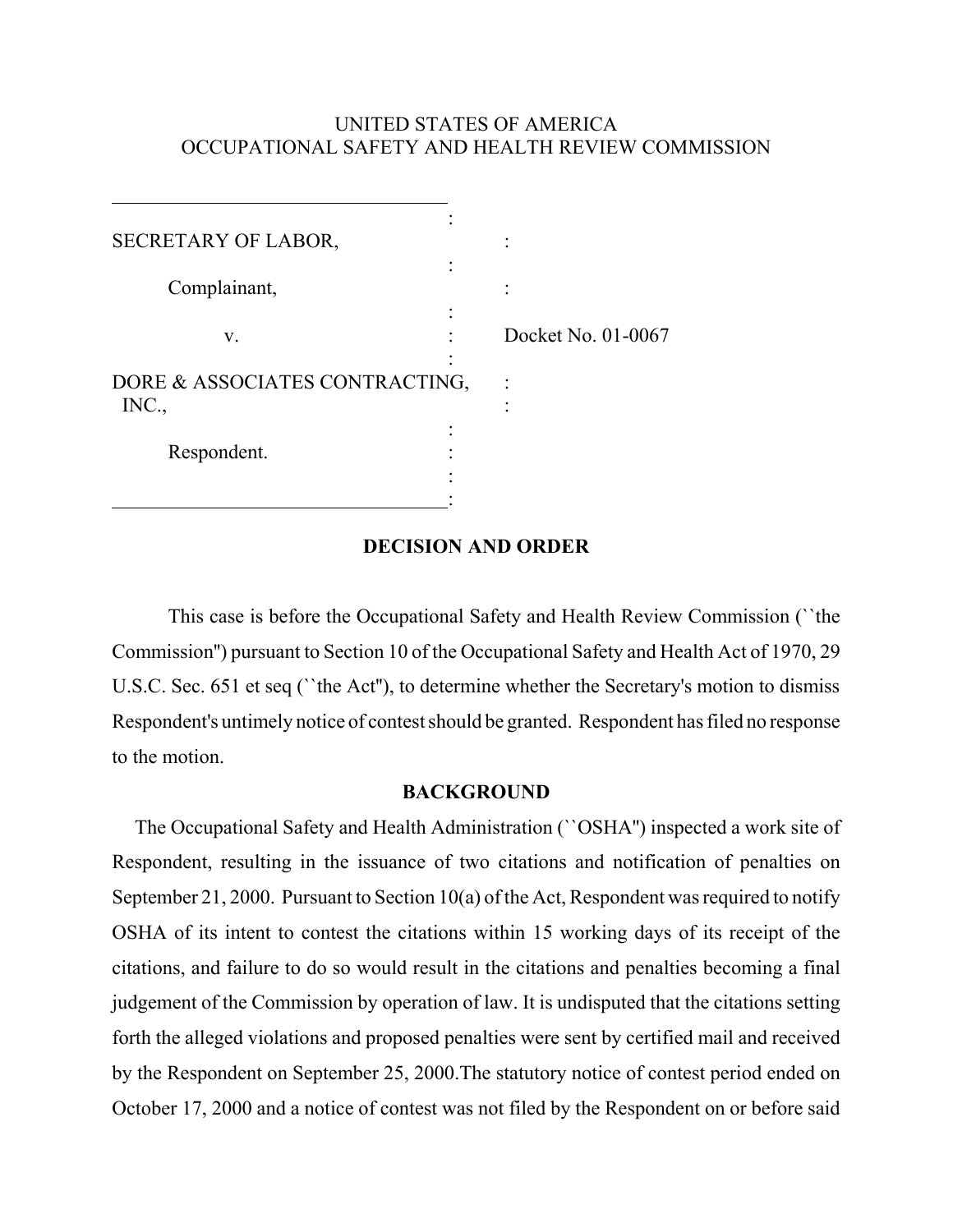UNITED STATES OF AMERICA
OCCUPATIONAL SAFETY AND HEALTH REVIEW COMMISSION

| | |
|---|---|
| SECRETARY OF LABOR, | |
| Complainant, | |
| v. | Docket No. 01-0067 |
| DORE & ASSOCIATES CONTRACTING, INC., | |
| Respondent. | |

## DECISION AND ORDER

This case is before the Occupational Safety and Health Review Commission (``the Commission'') pursuant to Section 10 of the Occupational Safety and Health Act of 1970, 29 U.S.C. Sec. 651 et seq (``the Act''), to determine whether the Secretary's motion to dismiss Respondent's untimely notice of contest should be granted. Respondent has filed no response to the motion.

## BACKGROUND

The Occupational Safety and Health Administration (``OSHA'') inspected a work site of Respondent, resulting in the issuance of two citations and notification of penalties on September 21, 2000. Pursuant to Section 10(a) of the Act, Respondent was required to notify OSHA of its intent to contest the citations within 15 working days of its receipt of the citations, and failure to do so would result in the citations and penalties becoming a final judgement of the Commission by operation of law. It is undisputed that the citations setting forth the alleged violations and proposed penalties were sent by certified mail and received by the Respondent on September 25, 2000.The statutory notice of contest period ended on October 17, 2000 and a notice of contest was not filed by the Respondent on or before said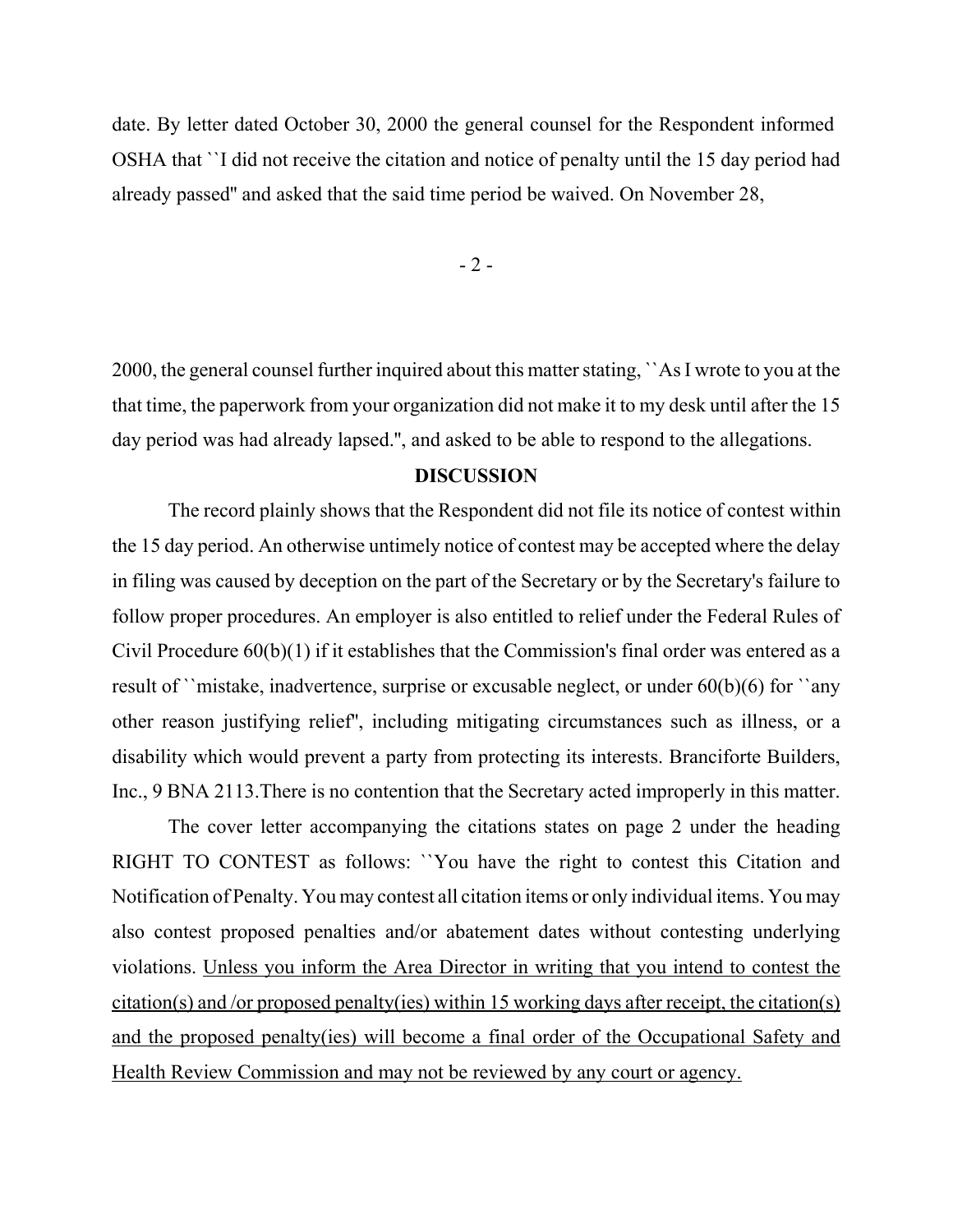date. By letter dated October 30, 2000 the general counsel for the Respondent informed OSHA that ``I did not receive the citation and notice of penalty until the 15 day period had already passed'' and asked that the said time period be waived. On November 28, 2000, the general counsel further inquired about this matter stating, ``As I wrote to you at the that time, the paperwork from your organization did not make it to my desk until after the 15 day period was had already lapsed.'', and asked to be able to respond to the allegations.

**DISCUSSION**

The record plainly shows that the Respondent did not file its notice of contest within the 15 day period. An otherwise untimely notice of contest may be accepted where the delay in filing was caused by deception on the part of the Secretary or by the Secretary's failure to follow proper procedures. An employer is also entitled to relief under the Federal Rules of Civil Procedure 60(b)(1) if it establishes that the Commission's final order was entered as a result of ``mistake, inadvertence, surprise or excusable neglect, or under 60(b)(6) for ``any other reason justifying relief'', including mitigating circumstances such as illness, or a disability which would prevent a party from protecting its interests. Branciforte Builders, Inc., 9 BNA 2113.There is no contention that the Secretary acted improperly in this matter.

The cover letter accompanying the citations states on page 2 under the heading RIGHT TO CONTEST as follows: ``You have the right to contest this Citation and Notification of Penalty. You may contest all citation items or only individual items. You may also contest proposed penalties and/or abatement dates without contesting underlying violations. <u>Unless you inform the Area Director in writing that you intend to contest the citation(s) and /or proposed penalty(ies) within 15 working days after receipt, the citation(s) and the proposed penalty(ies) will become a final order of the Occupational Safety and Health Review Commission and may not be reviewed by any court or agency.</u>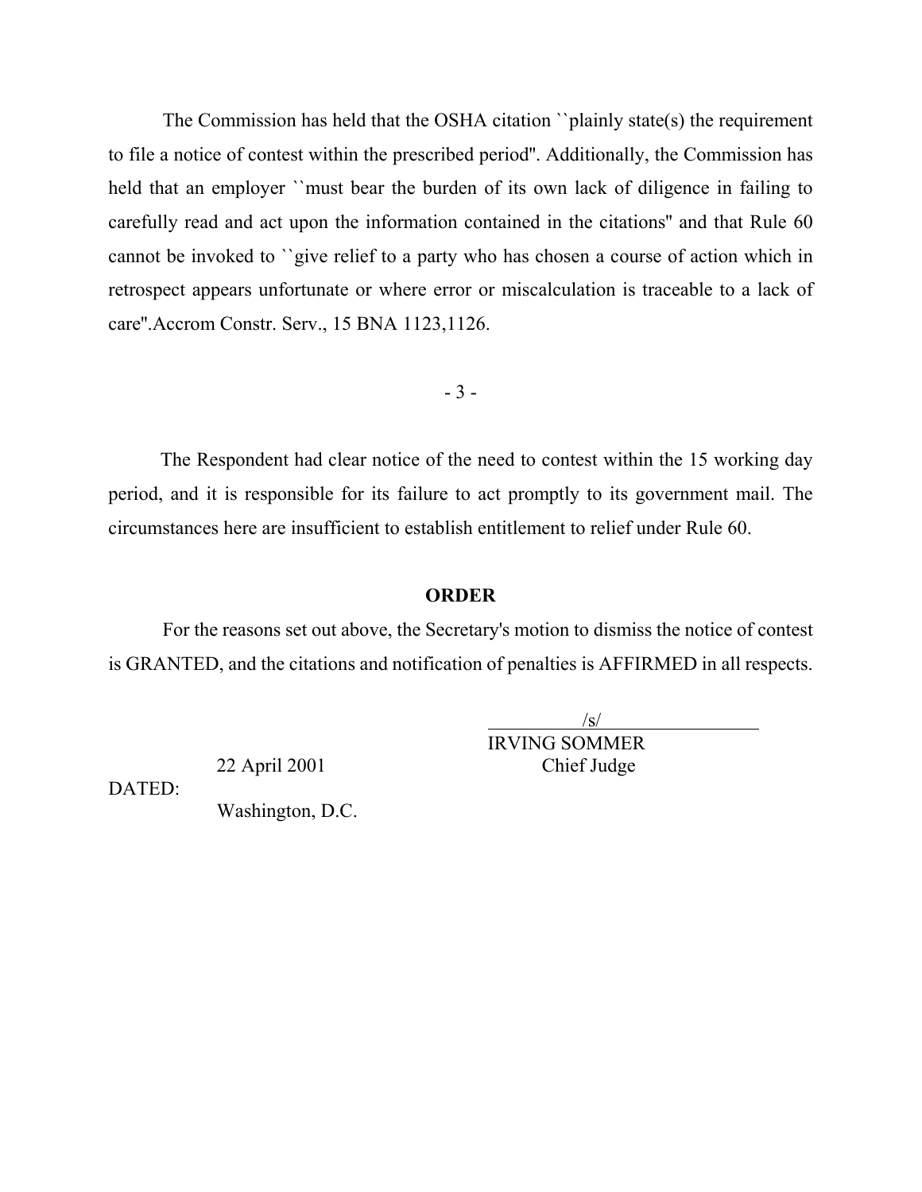The Commission has held that the OSHA citation ``plainly state(s) the requirement to file a notice of contest within the prescribed period''. Additionally, the Commission has held that an employer ``must bear the burden of its own lack of diligence in failing to carefully read and act upon the information contained in the citations'' and that Rule 60 cannot be invoked to ``give relief to a party who has chosen a course of action which in retrospect appears unfortunate or where error or miscalculation is traceable to a lack of care''.Accrom Constr. Serv., 15 BNA 1123,1126.

The Respondent had clear notice of the need to contest within the 15 working day period, and it is responsible for its failure to act promptly to its government mail. The circumstances here are insufficient to establish entitlement to relief under Rule 60.

**ORDER**

For the reasons set out above, the Secretary's motion to dismiss the notice of contest is GRANTED, and the citations and notification of penalties is AFFIRMED in all respects.

/s/
IRVING SOMMER
Chief Judge

DATED: 22 April 2001
Washington, D.C.